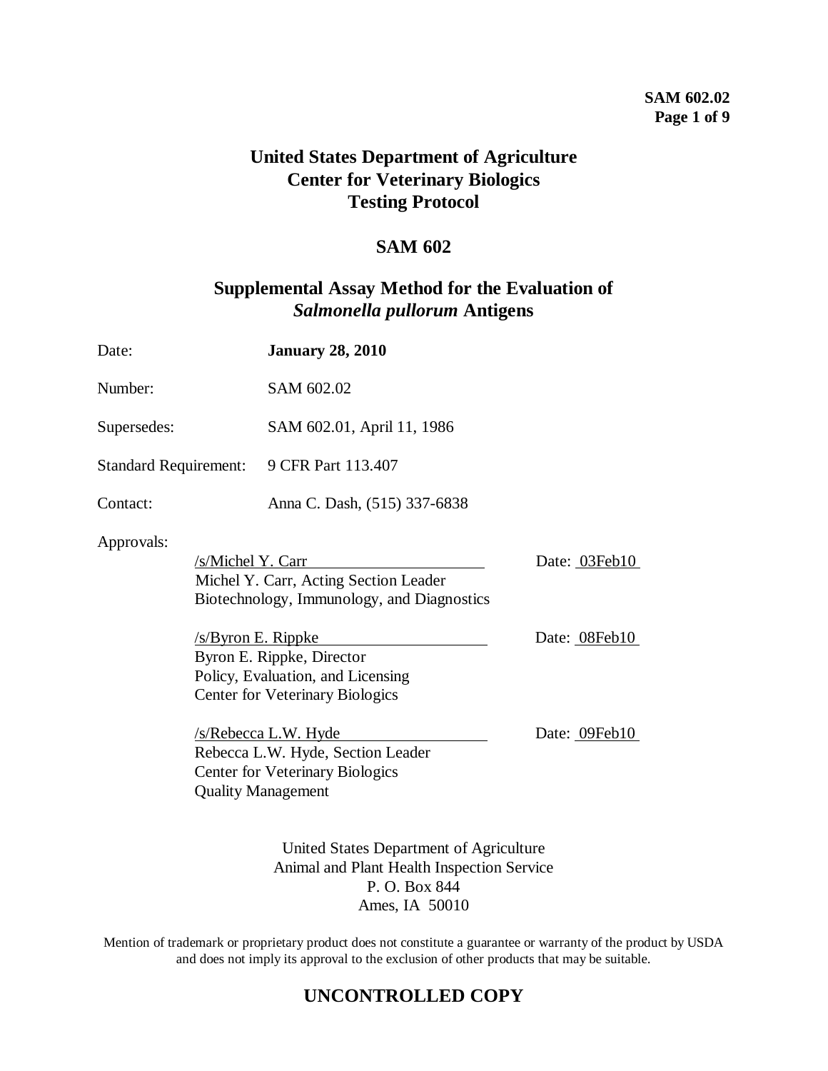# United States Department of Agriculture
# Center for Veterinary Biologics
# Testing Protocol

## SAM 602

## Supplemental Assay Method for the Evaluation of *Salmonella pullorum* Antigens

Date: **January 28, 2010**

Number: SAM 602.02

Supersedes: SAM 602.01, April 11, 1986

Standard Requirement: 9 CFR Part 113.407

Contact: Anna C. Dash, (515) 337-6838

Approvals:

/s/Michel Y. Carr Date: 03Feb10
Michel Y. Carr, Acting Section Leader
Biotechnology, Immunology, and Diagnostics

/s/Byron E. Rippke Date: 08Feb10
Byron E. Rippke, Director
Policy, Evaluation, and Licensing
Center for Veterinary Biologics

/s/Rebecca L.W. Hyde Date: 09Feb10
Rebecca L.W. Hyde, Section Leader
Center for Veterinary Biologics
Quality Management

United States Department of Agriculture
Animal and Plant Health Inspection Service
P. O. Box 844
Ames, IA 50010

Mention of trademark or proprietary product does not constitute a guarantee or warranty of the product by USDA and does not imply its approval to the exclusion of other products that may be suitable.

**UNCONTROLLED COPY**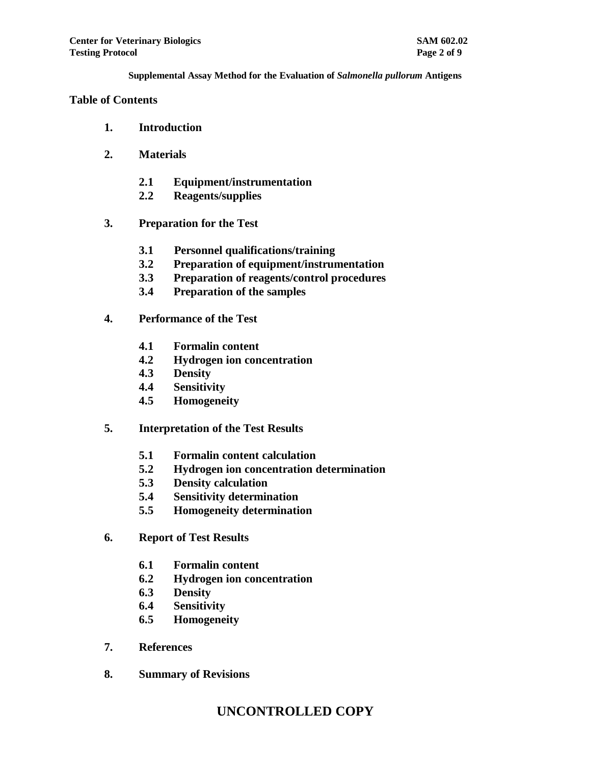**Supplemental Assay Method for the Evaluation of *Salmonella pullorum* Antigens**

## Table of Contents

1. **Introduction**

2. **Materials**
   - **2.1 Equipment/instrumentation**
   - **2.2 Reagents/supplies**

3. **Preparation for the Test**
   - **3.1 Personnel qualifications/training**
   - **3.2 Preparation of equipment/instrumentation**
   - **3.3 Preparation of reagents/control procedures**
   - **3.4 Preparation of the samples**

4. **Performance of the Test**
   - **4.1 Formalin content**
   - **4.2 Hydrogen ion concentration**
   - **4.3 Density**
   - **4.4 Sensitivity**
   - **4.5 Homogeneity**

5. **Interpretation of the Test Results**
   - **5.1 Formalin content calculation**
   - **5.2 Hydrogen ion concentration determination**
   - **5.3 Density calculation**
   - **5.4 Sensitivity determination**
   - **5.5 Homogeneity determination**

6. **Report of Test Results**
   - **6.1 Formalin content**
   - **6.2 Hydrogen ion concentration**
   - **6.3 Density**
   - **6.4 Sensitivity**
   - **6.5 Homogeneity**

7. **References**

8. **Summary of Revisions**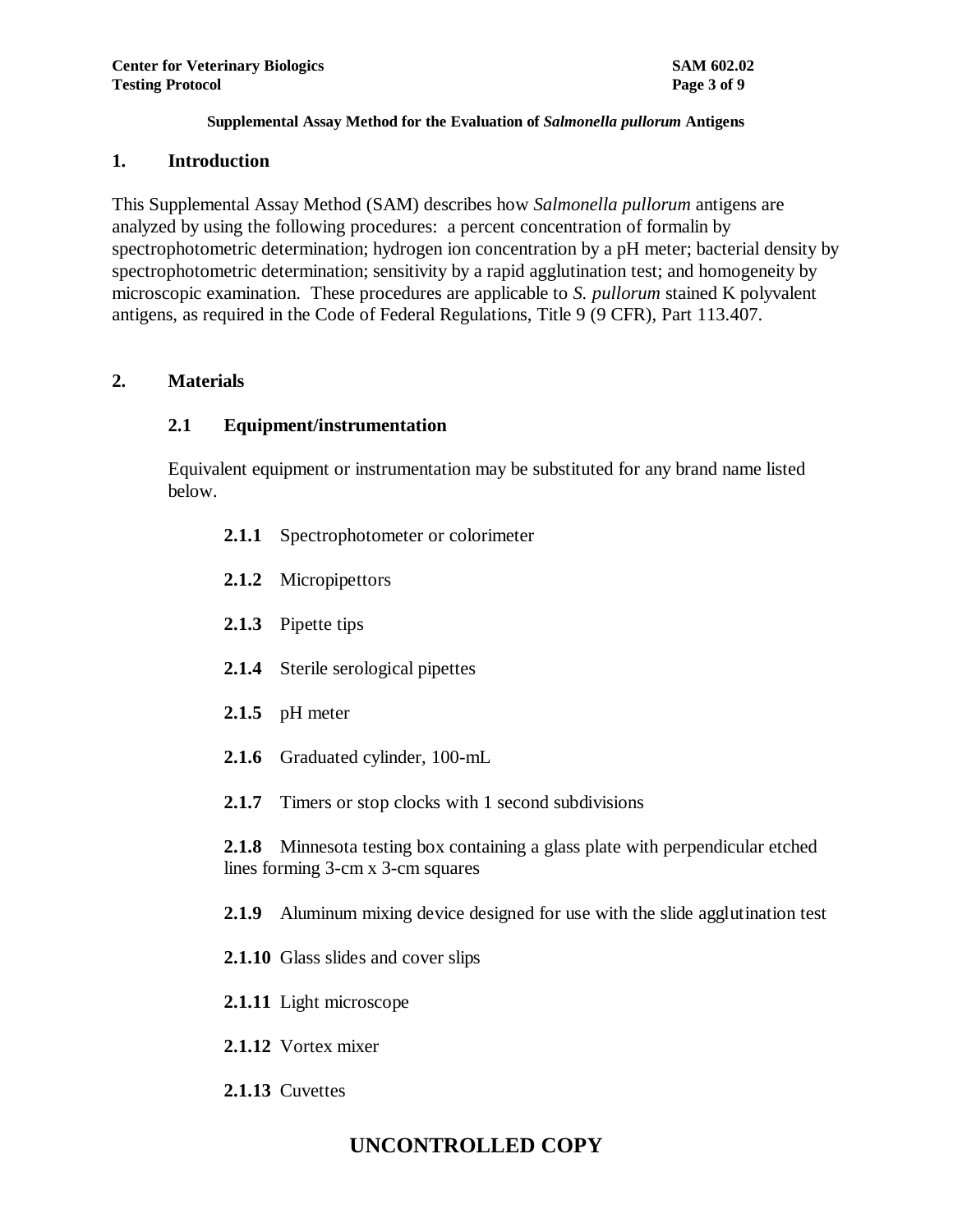**Supplemental Assay Method for the Evaluation of *Salmonella pullorum* Antigens**

## 1. Introduction

This Supplemental Assay Method (SAM) describes how *Salmonella pullorum* antigens are analyzed by using the following procedures: a percent concentration of formalin by spectrophotometric determination; hydrogen ion concentration by a pH meter; bacterial density by spectrophotometric determination; sensitivity by a rapid agglutination test; and homogeneity by microscopic examination. These procedures are applicable to *S. pullorum* stained K polyvalent antigens, as required in the Code of Federal Regulations, Title 9 (9 CFR), Part 113.407.

## 2. Materials

### 2.1 Equipment/instrumentation

Equivalent equipment or instrumentation may be substituted for any brand name listed below.

**2.1.1** Spectrophotometer or colorimeter

**2.1.2** Micropipettors

**2.1.3** Pipette tips

**2.1.4** Sterile serological pipettes

**2.1.5** pH meter

**2.1.6** Graduated cylinder, 100-mL

**2.1.7** Timers or stop clocks with 1 second subdivisions

**2.1.8** Minnesota testing box containing a glass plate with perpendicular etched lines forming 3-cm x 3-cm squares

**2.1.9** Aluminum mixing device designed for use with the slide agglutination test

**2.1.10** Glass slides and cover slips

**2.1.11** Light microscope

**2.1.12** Vortex mixer

**2.1.13** Cuvettes

UNCONTROLLED COPY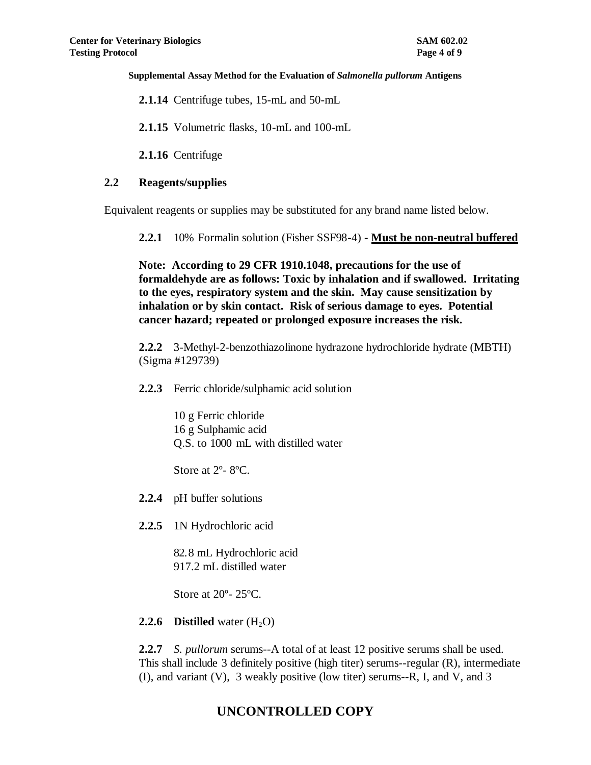**2.1.14** Centrifuge tubes, 15-mL and 50-mL

**2.1.15** Volumetric flasks, 10-mL and 100-mL

**2.1.16** Centrifuge

## 2.2 Reagents/supplies

Equivalent reagents or supplies may be substituted for any brand name listed below.

**2.2.1** 10% Formalin solution (Fisher SSF98-4) - **<u>Must be non-neutral buffered</u>**

**Note: According to 29 CFR 1910.1048, precautions for the use of formaldehyde are as follows: Toxic by inhalation and if swallowed. Irritating to the eyes, respiratory system and the skin. May cause sensitization by inhalation or by skin contact. Risk of serious damage to eyes. Potential cancer hazard; repeated or prolonged exposure increases the risk.**

**2.2.2** 3-Methyl-2-benzothiazolinone hydrazone hydrochloride hydrate (MBTH) (Sigma #129739)

**2.2.3** Ferric chloride/sulphamic acid solution

10 g Ferric chloride
16 g Sulphamic acid
Q.S. to 1000 mL with distilled water

Store at 2º- 8ºC.

**2.2.4** pH buffer solutions

**2.2.5** 1N Hydrochloric acid

82.8 mL Hydrochloric acid
917.2 mL distilled water

Store at 20º- 25ºC.

**2.2.6 Distilled** water ($H_2O$)

**2.2.7** *S. pullorum* serums--A total of at least 12 positive serums shall be used. This shall include 3 definitely positive (high titer) serums--regular (R), intermediate (I), and variant (V), 3 weakly positive (low titer) serums--R, I, and V, and 3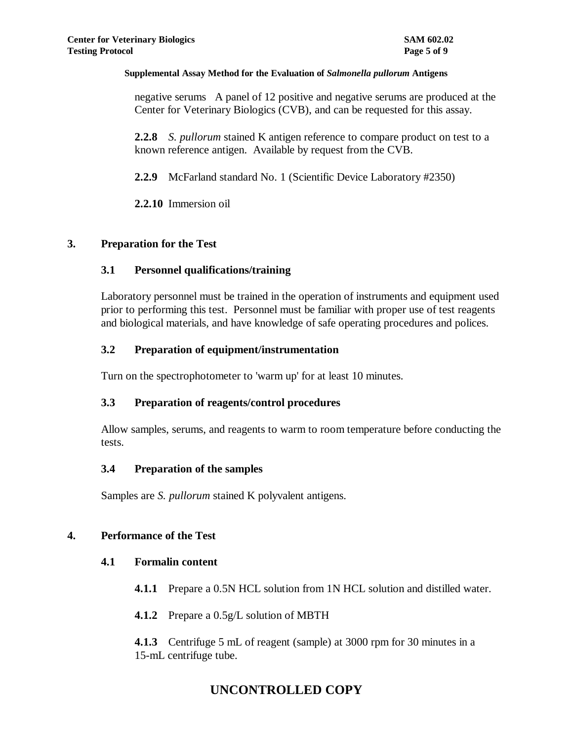negative serums   A panel of 12 positive and negative serums are produced at the Center for Veterinary Biologics (CVB), and can be requested for this assay.

**2.2.8** *S. pullorum* stained K antigen reference to compare product on test to a known reference antigen. Available by request from the CVB.

**2.2.9** McFarland standard No. 1 (Scientific Device Laboratory #2350)

**2.2.10** Immersion oil

## 3. Preparation for the Test

### 3.1 Personnel qualifications/training

Laboratory personnel must be trained in the operation of instruments and equipment used prior to performing this test. Personnel must be familiar with proper use of test reagents and biological materials, and have knowledge of safe operating procedures and polices.

### 3.2 Preparation of equipment/instrumentation

Turn on the spectrophotometer to 'warm up' for at least 10 minutes.

### 3.3 Preparation of reagents/control procedures

Allow samples, serums, and reagents to warm to room temperature before conducting the tests.

### 3.4 Preparation of the samples

Samples are *S. pullorum* stained K polyvalent antigens.

## 4. Performance of the Test

### 4.1 Formalin content

**4.1.1** Prepare a 0.5N HCL solution from 1N HCL solution and distilled water.

**4.1.2** Prepare a 0.5g/L solution of MBTH

**4.1.3** Centrifuge 5 mL of reagent (sample) at 3000 rpm for 30 minutes in a 15-mL centrifuge tube.

UNCONTROLLED COPY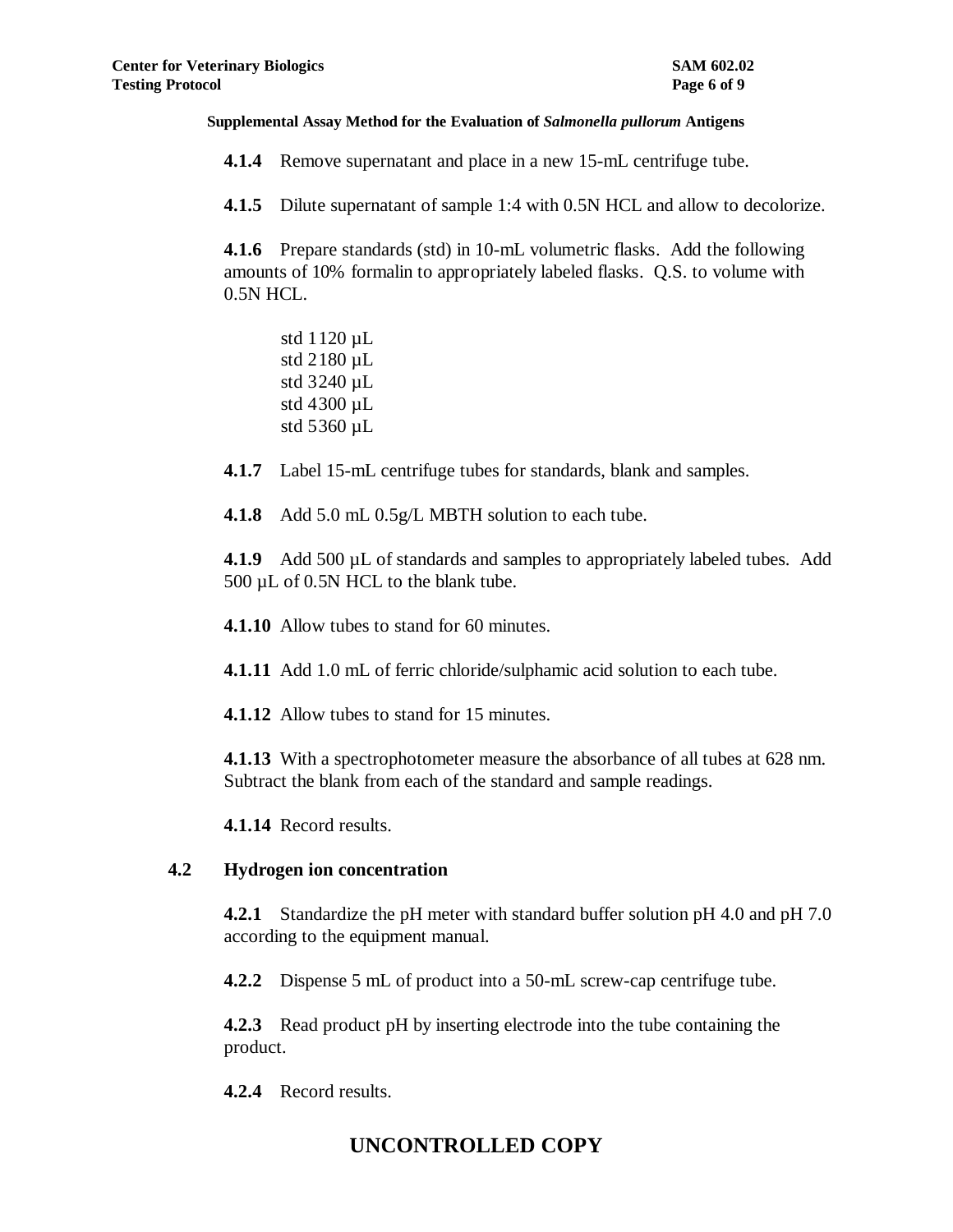**Supplemental Assay Method for the Evaluation of *Salmonella pullorum* Antigens**

**4.1.4** Remove supernatant and place in a new 15-mL centrifuge tube.

**4.1.5** Dilute supernatant of sample 1:4 with 0.5N HCL and allow to decolorize.

**4.1.6** Prepare standards (std) in 10-mL volumetric flasks. Add the following amounts of 10% formalin to appropriately labeled flasks. Q.S. to volume with 0.5N HCL.

std 1 120 µL
std 2 180 µL
std 3 240 µL
std 4 300 µL
std 5 360 µL

**4.1.7** Label 15-mL centrifuge tubes for standards, blank and samples.

**4.1.8** Add 5.0 mL 0.5g/L MBTH solution to each tube.

**4.1.9** Add 500 µL of standards and samples to appropriately labeled tubes. Add 500 µL of 0.5N HCL to the blank tube.

**4.1.10** Allow tubes to stand for 60 minutes.

**4.1.11** Add 1.0 mL of ferric chloride/sulphamic acid solution to each tube.

**4.1.12** Allow tubes to stand for 15 minutes.

**4.1.13** With a spectrophotometer measure the absorbance of all tubes at 628 nm. Subtract the blank from each of the standard and sample readings.

**4.1.14** Record results.

### 4.2 Hydrogen ion concentration

**4.2.1** Standardize the pH meter with standard buffer solution pH 4.0 and pH 7.0 according to the equipment manual.

**4.2.2** Dispense 5 mL of product into a 50-mL screw-cap centrifuge tube.

**4.2.3** Read product pH by inserting electrode into the tube containing the product.

**4.2.4** Record results.

**UNCONTROLLED COPY**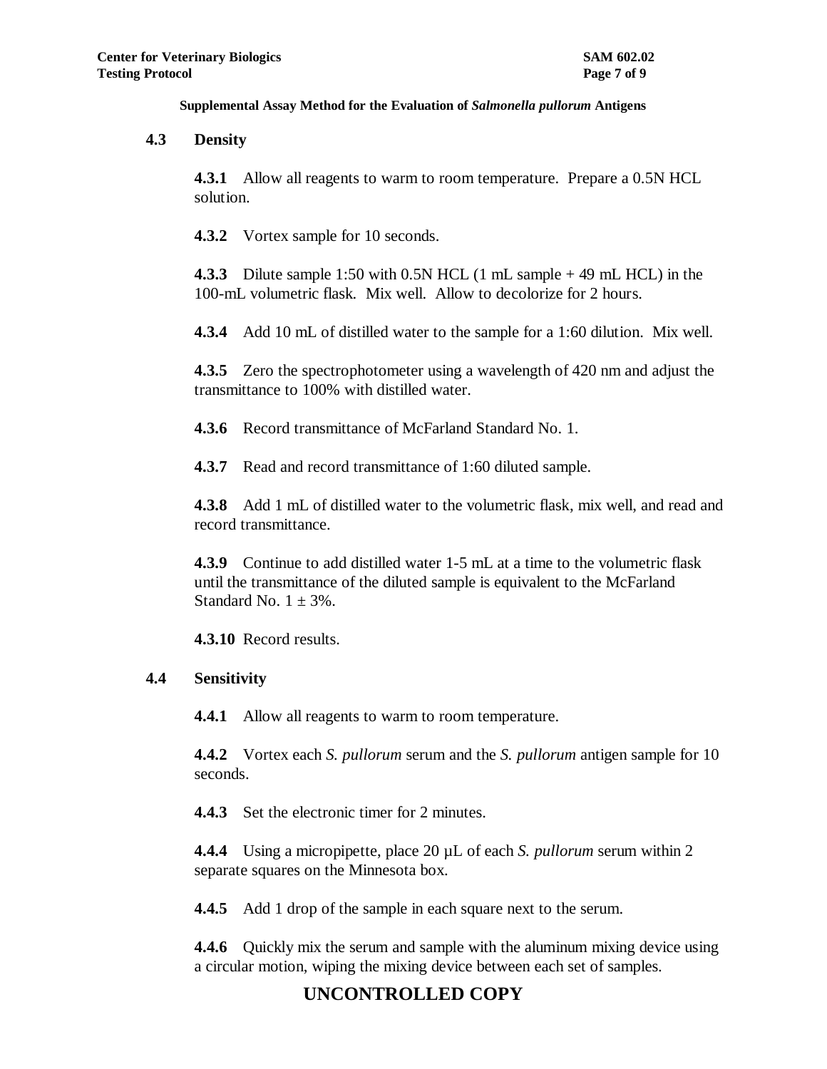**Supplemental Assay Method for the Evaluation of *Salmonella pullorum* Antigens**

### 4.3 Density

**4.3.1** Allow all reagents to warm to room temperature. Prepare a 0.5N HCL solution.

**4.3.2** Vortex sample for 10 seconds.

**4.3.3** Dilute sample 1:50 with 0.5N HCL (1 mL sample + 49 mL HCL) in the 100-mL volumetric flask. Mix well. Allow to decolorize for 2 hours.

**4.3.4** Add 10 mL of distilled water to the sample for a 1:60 dilution. Mix well.

**4.3.5** Zero the spectrophotometer using a wavelength of 420 nm and adjust the transmittance to 100% with distilled water.

**4.3.6** Record transmittance of McFarland Standard No. 1.

**4.3.7** Read and record transmittance of 1:60 diluted sample.

**4.3.8** Add 1 mL of distilled water to the volumetric flask, mix well, and read and record transmittance.

**4.3.9** Continue to add distilled water 1-5 mL at a time to the volumetric flask until the transmittance of the diluted sample is equivalent to the McFarland Standard No. 1 ± 3%.

**4.3.10** Record results.

### 4.4 Sensitivity

**4.4.1** Allow all reagents to warm to room temperature.

**4.4.2** Vortex each *S. pullorum* serum and the *S. pullorum* antigen sample for 10 seconds.

**4.4.3** Set the electronic timer for 2 minutes.

**4.4.4** Using a micropipette, place 20 µL of each *S. pullorum* serum within 2 separate squares on the Minnesota box.

**4.4.5** Add 1 drop of the sample in each square next to the serum.

**4.4.6** Quickly mix the serum and sample with the aluminum mixing device using a circular motion, wiping the mixing device between each set of samples.

**UNCONTROLLED COPY**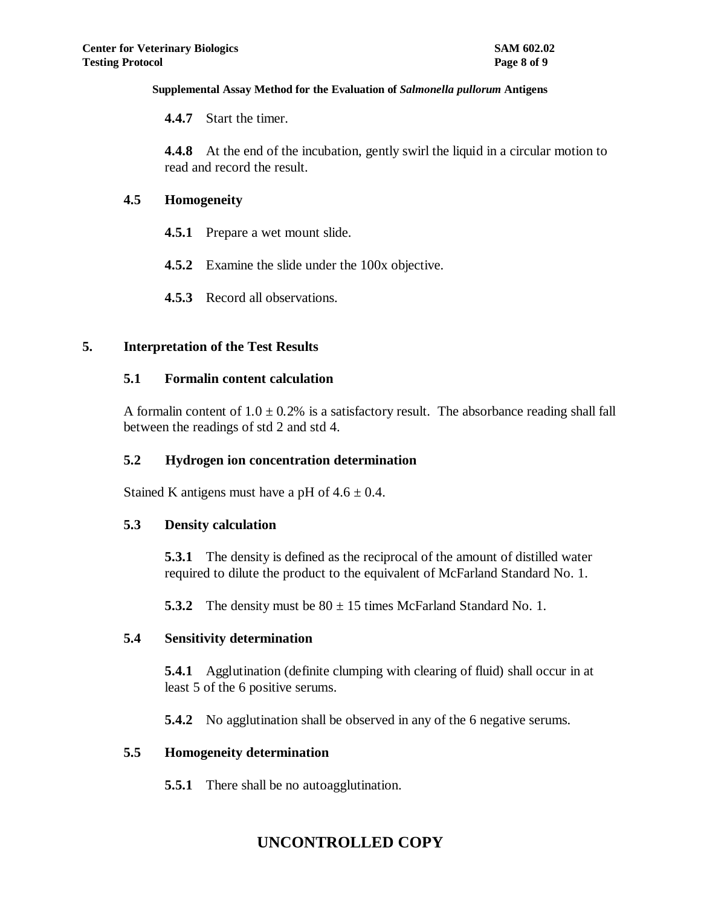**Supplemental Assay Method for the Evaluation of *Salmonella pullorum* Antigens**

**4.4.7** Start the timer.

**4.4.8** At the end of the incubation, gently swirl the liquid in a circular motion to read and record the result.

### 4.5 Homogeneity

**4.5.1** Prepare a wet mount slide.

**4.5.2** Examine the slide under the 100x objective.

**4.5.3** Record all observations.

## 5. Interpretation of the Test Results

### 5.1 Formalin content calculation

A formalin content of $1.0 \pm 0.2\%$ is a satisfactory result. The absorbance reading shall fall between the readings of std 2 and std 4.

### 5.2 Hydrogen ion concentration determination

Stained K antigens must have a pH of $4.6 \pm 0.4$.

### 5.3 Density calculation

**5.3.1** The density is defined as the reciprocal of the amount of distilled water required to dilute the product to the equivalent of McFarland Standard No. 1.

**5.3.2** The density must be $80 \pm 15$ times McFarland Standard No. 1.

### 5.4 Sensitivity determination

**5.4.1** Agglutination (definite clumping with clearing of fluid) shall occur in at least 5 of the 6 positive serums.

**5.4.2** No agglutination shall be observed in any of the 6 negative serums.

### 5.5 Homogeneity determination

**5.5.1** There shall be no autoagglutination.

**UNCONTROLLED COPY**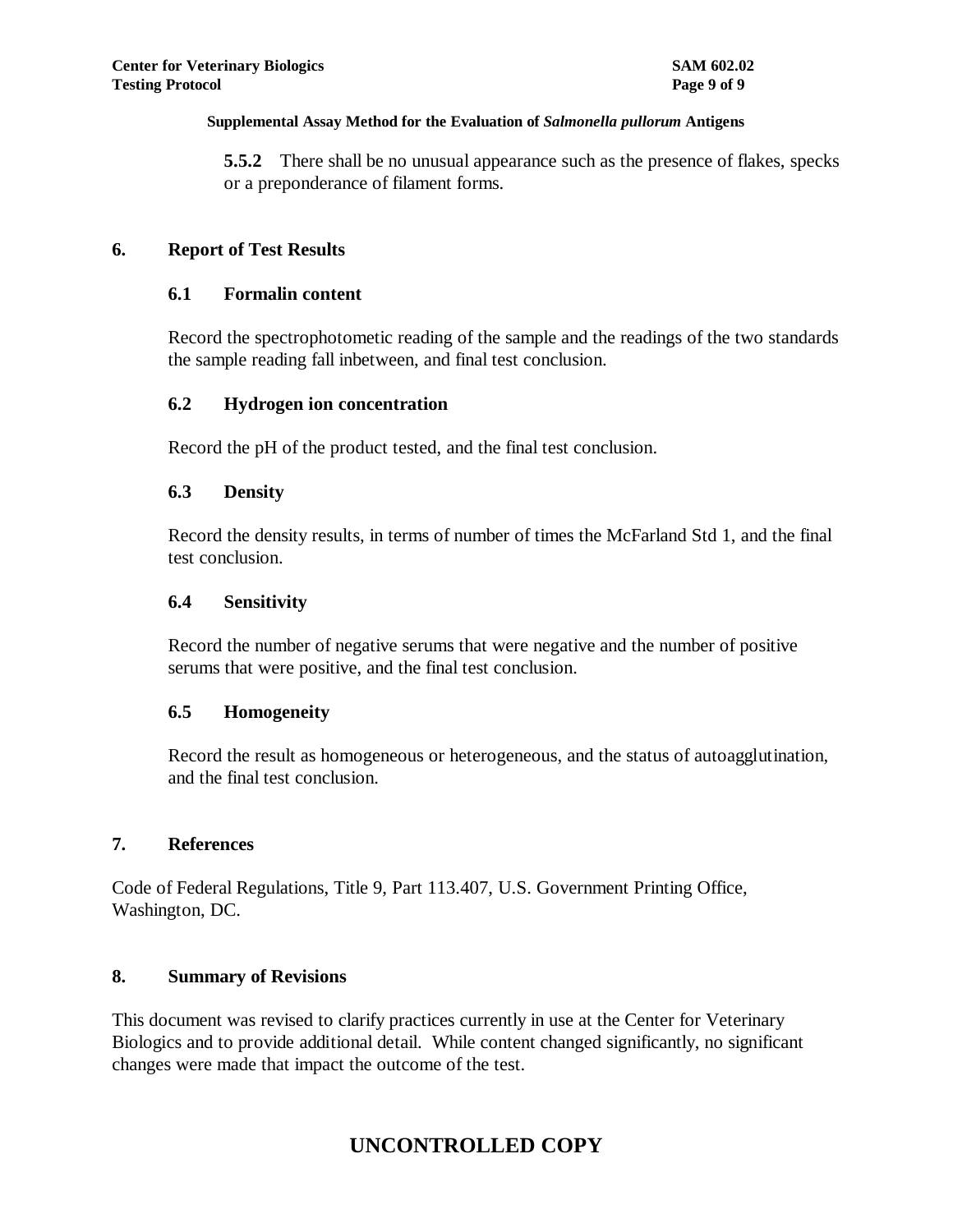**5.5.2** There shall be no unusual appearance such as the presence of flakes, specks or a preponderance of filament forms.

## 6. Report of Test Results

### 6.1 Formalin content

Record the spectrophotometic reading of the sample and the readings of the two standards the sample reading fall inbetween, and final test conclusion.

### 6.2 Hydrogen ion concentration

Record the pH of the product tested, and the final test conclusion.

### 6.3 Density

Record the density results, in terms of number of times the McFarland Std 1, and the final test conclusion.

### 6.4 Sensitivity

Record the number of negative serums that were negative and the number of positive serums that were positive, and the final test conclusion.

### 6.5 Homogeneity

Record the result as homogeneous or heterogeneous, and the status of autoagglutination, and the final test conclusion.

## 7. References

Code of Federal Regulations, Title 9, Part 113.407, U.S. Government Printing Office, Washington, DC.

## 8. Summary of Revisions

This document was revised to clarify practices currently in use at the Center for Veterinary Biologics and to provide additional detail. While content changed significantly, no significant changes were made that impact the outcome of the test.

**UNCONTROLLED COPY**